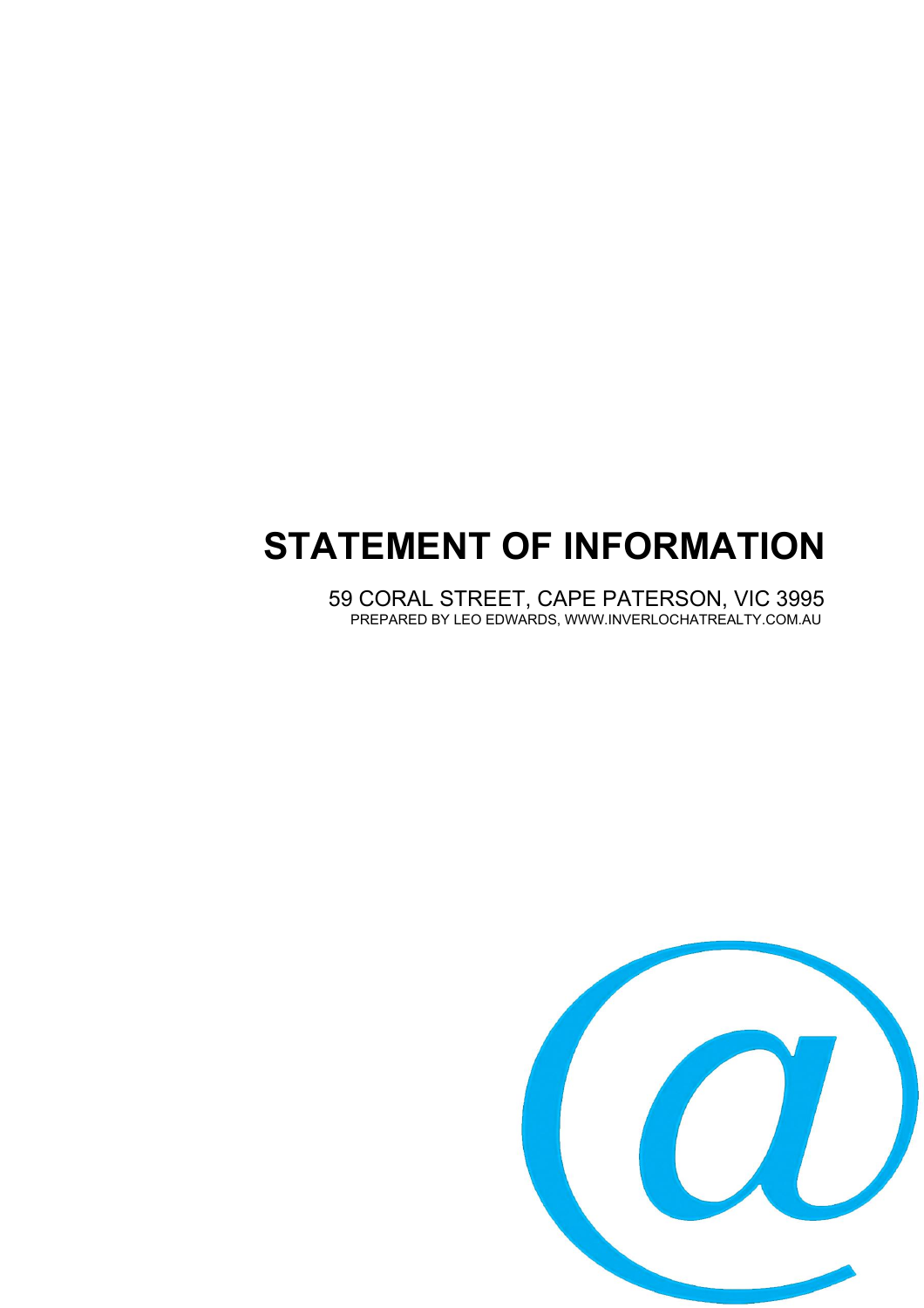# STATEMENT OF INFORMATION

59 CORAL STREET, CAPE PATERSON, VIC 3995

PREPARED BY LEO EDWARDS, WWW.INVERLOCHATREALTY.COM.AU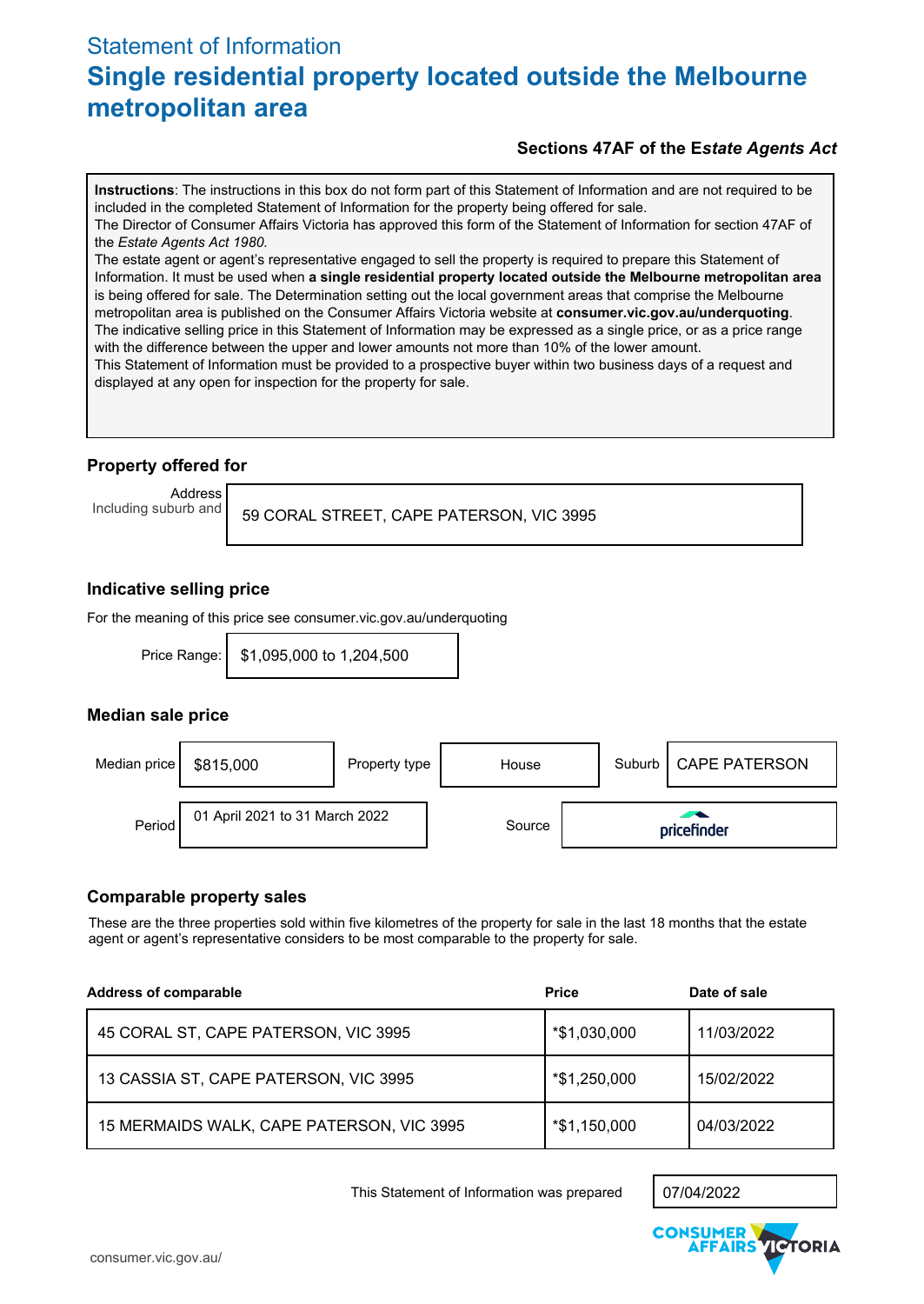Statement of Information

# Single residential property located outside the Melbourne metropolitan area

**Sections 47AF of the *Estate Agents Act***

**Instructions**: The instructions in this box do not form part of this Statement of Information and are not required to be included in the completed Statement of Information for the property being offered for sale.
The Director of Consumer Affairs Victoria has approved this form of the Statement of Information for section 47AF of the *Estate Agents Act 1980.*
The estate agent or agent's representative engaged to sell the property is required to prepare this Statement of Information. It must be used when **a single residential property located outside the Melbourne metropolitan area** is being offered for sale. The Determination setting out the local government areas that comprise the Melbourne metropolitan area is published on the Consumer Affairs Victoria website at **consumer.vic.gov.au/underquoting**.
The indicative selling price in this Statement of Information may be expressed as a single price, or as a price range with the difference between the upper and lower amounts not more than 10% of the lower amount.
This Statement of Information must be provided to a prospective buyer within two business days of a request and displayed at any open for inspection for the property for sale.

## Property offered for

| | |
|---|---|
| Address Including suburb and | 59 CORAL STREET, CAPE PATERSON, VIC 3995 |

## Indicative selling price

For the meaning of this price see consumer.vic.gov.au/underquoting

| | |
|---|---|
| Price Range: | $1,095,000 to 1,204,500 |

## Median sale price

| | | | | | |
|---|---|---|---|---|---|
| Median price | $815,000 | Property type | House | Suburb | CAPE PATERSON |
| Period | 01 April 2021 to 31 March 2022 | Source | pricefinder | | |

## Comparable property sales

These are the three properties sold within five kilometres of the property for sale in the last 18 months that the estate agent or agent's representative considers to be most comparable to the property for sale.

| Address of comparable | Price | Date of sale |
|---|---|---|
| 45 CORAL ST, CAPE PATERSON, VIC 3995 | *$1,030,000 | 11/03/2022 |
| 13 CASSIA ST, CAPE PATERSON, VIC 3995 | *$1,250,000 | 15/02/2022 |
| 15 MERMAIDS WALK, CAPE PATERSON, VIC 3995 | *$1,150,000 | 04/03/2022 |

| | |
|---|---|
| This Statement of Information was prepared | 07/04/2022 |